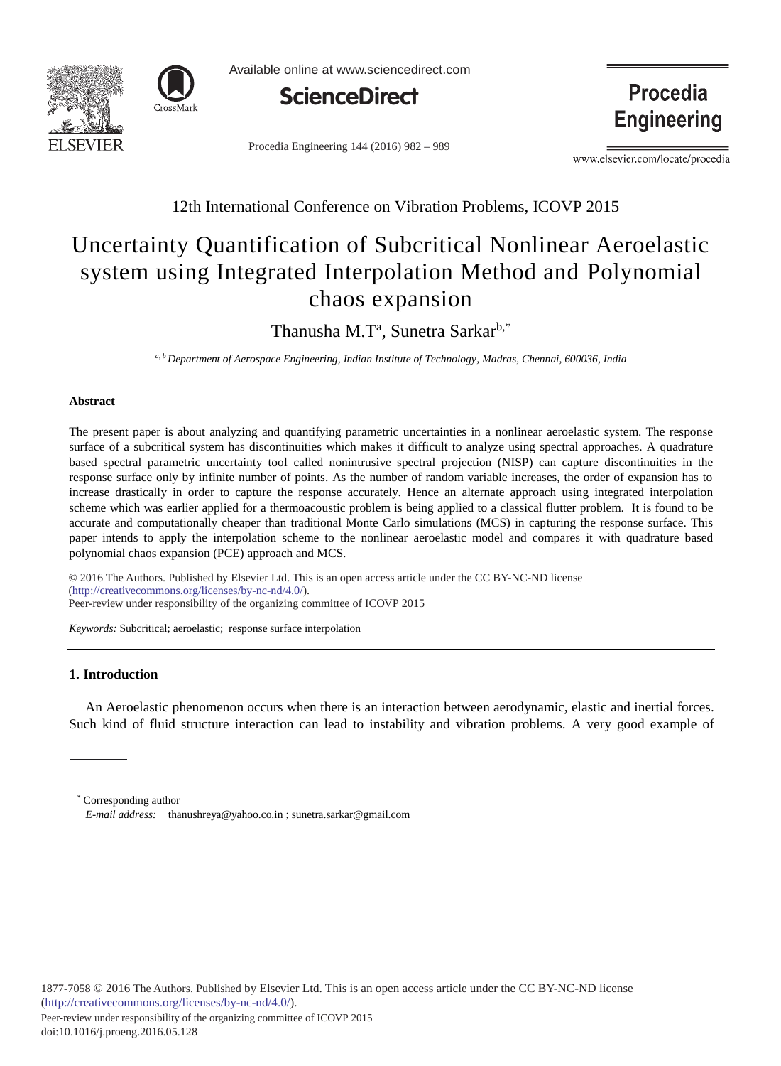12th International Conference on Vibration Problems, ICOVP 2015

# Uncertainty Quantification of Subcritical Nonlinear Aeroelastic system using Integrated Interpolation Method and Polynomial chaos expansion

Thanusha M.T[a], Sunetra Sarkar[b,*]

*[a, b] Department of Aerospace Engineering, Indian Institute of Technology, Madras, Chennai, 600036, India*

---

### Abstract

The present paper is about analyzing and quantifying parametric uncertainties in a nonlinear aeroelastic system. The response surface of a subcritical system has discontinuities which makes it difficult to analyze using spectral approaches. A quadrature based spectral parametric uncertainty tool called nonintrusive spectral projection (NISP) can capture discontinuities in the response surface only by infinite number of points. As the number of random variable increases, the order of expansion has to increase drastically in order to capture the response accurately. Hence an alternate approach using integrated interpolation scheme which was earlier applied for a thermoacoustic problem is being applied to a classical flutter problem. It is found to be accurate and computationally cheaper than traditional Monte Carlo simulations (MCS) in capturing the response surface. This paper intends to apply the interpolation scheme to the nonlinear aeroelastic model and compares it with quadrature based polynomial chaos expansion (PCE) approach and MCS.

© 2016 The Authors. Published by Elsevier Ltd. This is an open access article under the CC BY-NC-ND license (http://creativecommons.org/licenses/by-nc-nd/4.0/).
Peer-review under responsibility of the organizing committee of ICOVP 2015

*Keywords:* Subcritical; aeroelastic; response surface interpolation

---

## 1. Introduction

An Aeroelastic phenomenon occurs when there is an interaction between aerodynamic, elastic and inertial forces. Such kind of fluid structure interaction can lead to instability and vibration problems. A very good example of

---

[*] Corresponding author
*E-mail address:* thanushreya@yahoo.co.in ; sunetra.sarkar@gmail.com

1877-7058 © 2016 The Authors. Published by Elsevier Ltd. This is an open access article under the CC BY-NC-ND license (http://creativecommons.org/licenses/by-nc-nd/4.0/).
Peer-review under responsibility of the organizing committee of ICOVP 2015
doi:10.1016/j.proeng.2016.05.128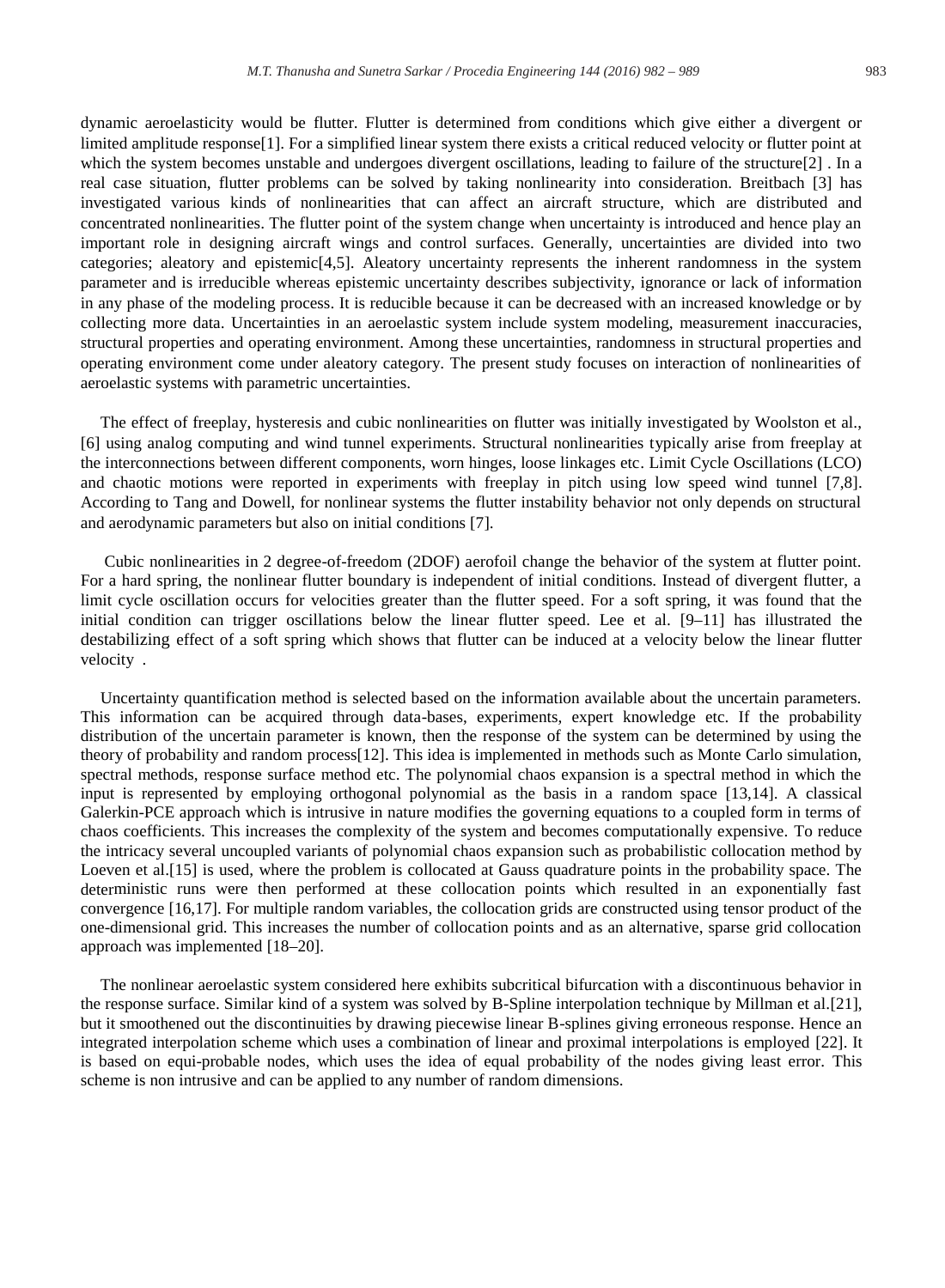dynamic aeroelasticity would be flutter. Flutter is determined from conditions which give either a divergent or limited amplitude response[1]. For a simplified linear system there exists a critical reduced velocity or flutter point at which the system becomes unstable and undergoes divergent oscillations, leading to failure of the structure[2] . In a real case situation, flutter problems can be solved by taking nonlinearity into consideration. Breitbach [3] has investigated various kinds of nonlinearities that can affect an aircraft structure, which are distributed and concentrated nonlinearities. The flutter point of the system change when uncertainty is introduced and hence play an important role in designing aircraft wings and control surfaces. Generally, uncertainties are divided into two categories; aleatory and epistemic[4,5]. Aleatory uncertainty represents the inherent randomness in the system parameter and is irreducible whereas epistemic uncertainty describes subjectivity, ignorance or lack of information in any phase of the modeling process. It is reducible because it can be decreased with an increased knowledge or by collecting more data. Uncertainties in an aeroelastic system include system modeling, measurement inaccuracies, structural properties and operating environment. Among these uncertainties, randomness in structural properties and operating environment come under aleatory category. The present study focuses on interaction of nonlinearities of aeroelastic systems with parametric uncertainties.

The effect of freeplay, hysteresis and cubic nonlinearities on flutter was initially investigated by Woolston et al., [6] using analog computing and wind tunnel experiments. Structural nonlinearities typically arise from freeplay at the interconnections between different components, worn hinges, loose linkages etc. Limit Cycle Oscillations (LCO) and chaotic motions were reported in experiments with freeplay in pitch using low speed wind tunnel [7,8]. According to Tang and Dowell, for nonlinear systems the flutter instability behavior not only depends on structural and aerodynamic parameters but also on initial conditions [7].

Cubic nonlinearities in 2 degree-of-freedom (2DOF) aerofoil change the behavior of the system at flutter point. For a hard spring, the nonlinear flutter boundary is independent of initial conditions. Instead of divergent flutter, a limit cycle oscillation occurs for velocities greater than the flutter speed. For a soft spring, it was found that the initial condition can trigger oscillations below the linear flutter speed. Lee et al. [9–11] has illustrated the destabilizing effect of a soft spring which shows that flutter can be induced at a velocity below the linear flutter velocity .

Uncertainty quantification method is selected based on the information available about the uncertain parameters. This information can be acquired through data-bases, experiments, expert knowledge etc. If the probability distribution of the uncertain parameter is known, then the response of the system can be determined by using the theory of probability and random process[12]. This idea is implemented in methods such as Monte Carlo simulation, spectral methods, response surface method etc. The polynomial chaos expansion is a spectral method in which the input is represented by employing orthogonal polynomial as the basis in a random space [13,14]. A classical Galerkin-PCE approach which is intrusive in nature modifies the governing equations to a coupled form in terms of chaos coefficients. This increases the complexity of the system and becomes computationally expensive. To reduce the intricacy several uncoupled variants of polynomial chaos expansion such as probabilistic collocation method by Loeven et al.[15] is used, where the problem is collocated at Gauss quadrature points in the probability space. The deterministic runs were then performed at these collocation points which resulted in an exponentially fast convergence [16,17]. For multiple random variables, the collocation grids are constructed using tensor product of the one-dimensional grid. This increases the number of collocation points and as an alternative, sparse grid collocation approach was implemented [18–20].

The nonlinear aeroelastic system considered here exhibits subcritical bifurcation with a discontinuous behavior in the response surface. Similar kind of a system was solved by B-Spline interpolation technique by Millman et al.[21], but it smoothened out the discontinuities by drawing piecewise linear B-splines giving erroneous response. Hence an integrated interpolation scheme which uses a combination of linear and proximal interpolations is employed [22]. It is based on equi-probable nodes, which uses the idea of equal probability of the nodes giving least error. This scheme is non intrusive and can be applied to any number of random dimensions.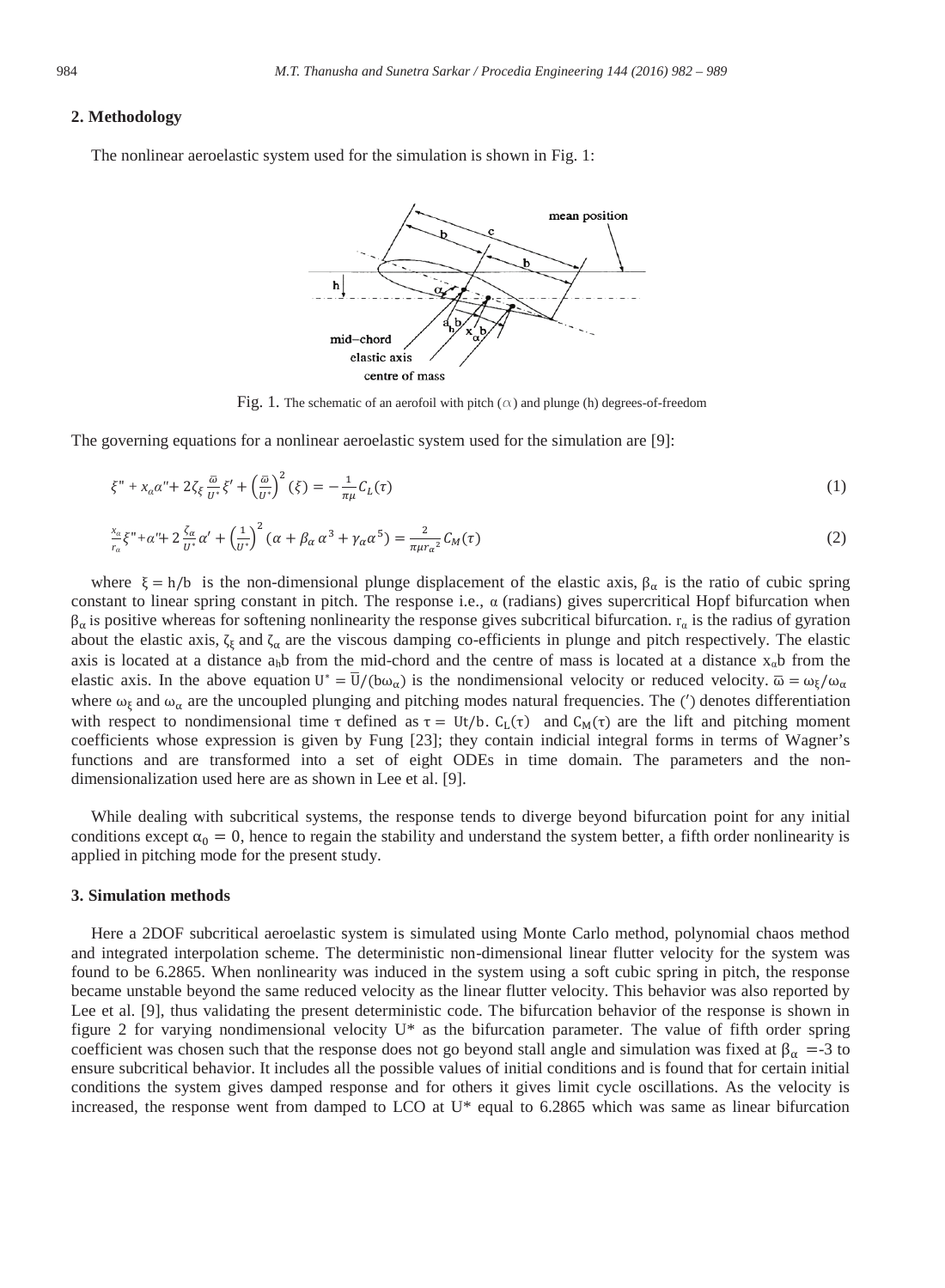## 2. Methodology

The nonlinear aeroelastic system used for the simulation is shown in Fig. 1:

Fig. 1. The schematic of an aerofoil with pitch ($\alpha$) and plunge (h) degrees-of-freedom

The governing equations for a nonlinear aeroelastic system used for the simulation are [9]:

$$\xi'' + x_\alpha \alpha'' + 2\zeta_\xi \frac{\bar{\omega}}{U^*}\xi' + \left(\frac{\bar{\omega}}{U^*}\right)^2 (\xi) = -\frac{1}{\pi\mu} C_L(\tau) \tag{1}$$

$$\frac{x_\alpha}{r_\alpha}\xi'' + \alpha'' + 2\frac{\zeta_\alpha}{U^*}\alpha' + \left(\frac{1}{U^*}\right)^2 (\alpha + \beta_\alpha \alpha^3 + \gamma_\alpha \alpha^5) = \frac{2}{\pi\mu r_\alpha{}^2} C_M(\tau) \tag{2}$$

where $\xi = h/b$ is the non-dimensional plunge displacement of the elastic axis, $\beta_\alpha$ is the ratio of cubic spring constant to linear spring constant in pitch. The response i.e., $\alpha$ (radians) gives supercritical Hopf bifurcation when $\beta_\alpha$ is positive whereas for softening nonlinearity the response gives subcritical bifurcation. $r_\alpha$ is the radius of gyration about the elastic axis, $\zeta_\xi$ and $\zeta_\alpha$ are the viscous damping co-efficients in plunge and pitch respectively. The elastic axis is located at a distance $a_h b$ from the mid-chord and the centre of mass is located at a distance $x_\alpha b$ from the elastic axis. In the above equation $U^* = \bar{U}/(b\omega_\alpha)$ is the nondimensional velocity or reduced velocity. $\bar{\omega} = \omega_\xi/\omega_\alpha$ where $\omega_\xi$ and $\omega_\alpha$ are the uncoupled plunging and pitching modes natural frequencies. The ($'$) denotes differentiation with respect to nondimensional time $\tau$ defined as $\tau = Ut/b$. $C_L(\tau)$ and $C_M(\tau)$ are the lift and pitching moment coefficients whose expression is given by Fung [23]; they contain indicial integral forms in terms of Wagner's functions and are transformed into a set of eight ODEs in time domain. The parameters and the non-dimensionalization used here are as shown in Lee et al. [9].

While dealing with subcritical systems, the response tends to diverge beyond bifurcation point for any initial conditions except $\alpha_0 = 0$, hence to regain the stability and understand the system better, a fifth order nonlinearity is applied in pitching mode for the present study.

## 3. Simulation methods

Here a 2DOF subcritical aeroelastic system is simulated using Monte Carlo method, polynomial chaos method and integrated interpolation scheme. The deterministic non-dimensional linear flutter velocity for the system was found to be 6.2865. When nonlinearity was induced in the system using a soft cubic spring in pitch, the response became unstable beyond the same reduced velocity as the linear flutter velocity. This behavior was also reported by Lee et al. [9], thus validating the present deterministic code. The bifurcation behavior of the response is shown in figure 2 for varying nondimensional velocity U* as the bifurcation parameter. The value of fifth order spring coefficient was chosen such that the response does not go beyond stall angle and simulation was fixed at $\beta_\alpha = -3$ to ensure subcritical behavior. It includes all the possible values of initial conditions and is found that for certain initial conditions the system gives damped response and for others it gives limit cycle oscillations. As the velocity is increased, the response went from damped to LCO at U* equal to 6.2865 which was same as linear bifurcation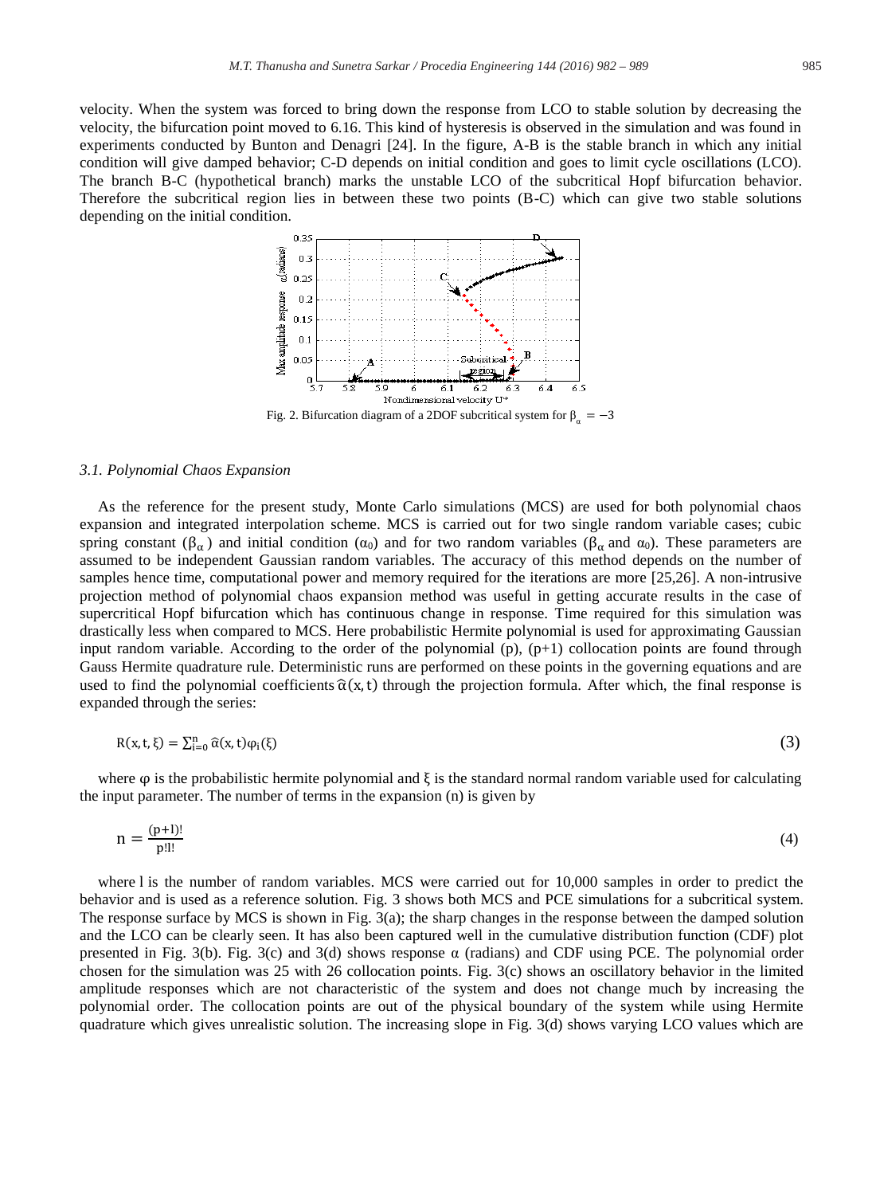velocity. When the system was forced to bring down the response from LCO to stable solution by decreasing the velocity, the bifurcation point moved to 6.16. This kind of hysteresis is observed in the simulation and was found in experiments conducted by Bunton and Denagri [24]. In the figure, A-B is the stable branch in which any initial condition will give damped behavior; C-D depends on initial condition and goes to limit cycle oscillations (LCO). The branch B-C (hypothetical branch) marks the unstable LCO of the subcritical Hopf bifurcation behavior. Therefore the subcritical region lies in between these two points (B-C) which can give two stable solutions depending on the initial condition.

Fig. 2. Bifurcation diagram of a 2DOF subcritical system for $\beta_\alpha = -3$

### 3.1. Polynomial Chaos Expansion

As the reference for the present study, Monte Carlo simulations (MCS) are used for both polynomial chaos expansion and integrated interpolation scheme. MCS is carried out for two single random variable cases; cubic spring constant ($\beta_\alpha$) and initial condition ($\alpha_0$) and for two random variables ($\beta_\alpha$ and $\alpha_0$). These parameters are assumed to be independent Gaussian random variables. The accuracy of this method depends on the number of samples hence time, computational power and memory required for the iterations are more [25,26]. A non-intrusive projection method of polynomial chaos expansion method was useful in getting accurate results in the case of supercritical Hopf bifurcation which has continuous change in response. Time required for this simulation was drastically less when compared to MCS. Here probabilistic Hermite polynomial is used for approximating Gaussian input random variable. According to the order of the polynomial (p), (p+1) collocation points are found through Gauss Hermite quadrature rule. Deterministic runs are performed on these points in the governing equations and are used to find the polynomial coefficients $\hat{\alpha}(x,t)$ through the projection formula. After which, the final response is expanded through the series:

$$R(x,t,\xi) = \sum_{i=0}^{n} \hat{\alpha}(x,t)\varphi_i(\xi) \tag{3}$$

where $\varphi$ is the probabilistic hermite polynomial and $\xi$ is the standard normal random variable used for calculating the input parameter. The number of terms in the expansion (n) is given by

$$n = \frac{(p+l)!}{p!l!} \tag{4}$$

where l is the number of random variables. MCS were carried out for 10,000 samples in order to predict the behavior and is used as a reference solution. Fig. 3 shows both MCS and PCE simulations for a subcritical system. The response surface by MCS is shown in Fig. 3(a); the sharp changes in the response between the damped solution and the LCO can be clearly seen. It has also been captured well in the cumulative distribution function (CDF) plot presented in Fig. 3(b). Fig. 3(c) and 3(d) shows response $\alpha$ (radians) and CDF using PCE. The polynomial order chosen for the simulation was 25 with 26 collocation points. Fig. 3(c) shows an oscillatory behavior in the limited amplitude responses which are not characteristic of the system and does not change much by increasing the polynomial order. The collocation points are out of the physical boundary of the system while using Hermite quadrature which gives unrealistic solution. The increasing slope in Fig. 3(d) shows varying LCO values which are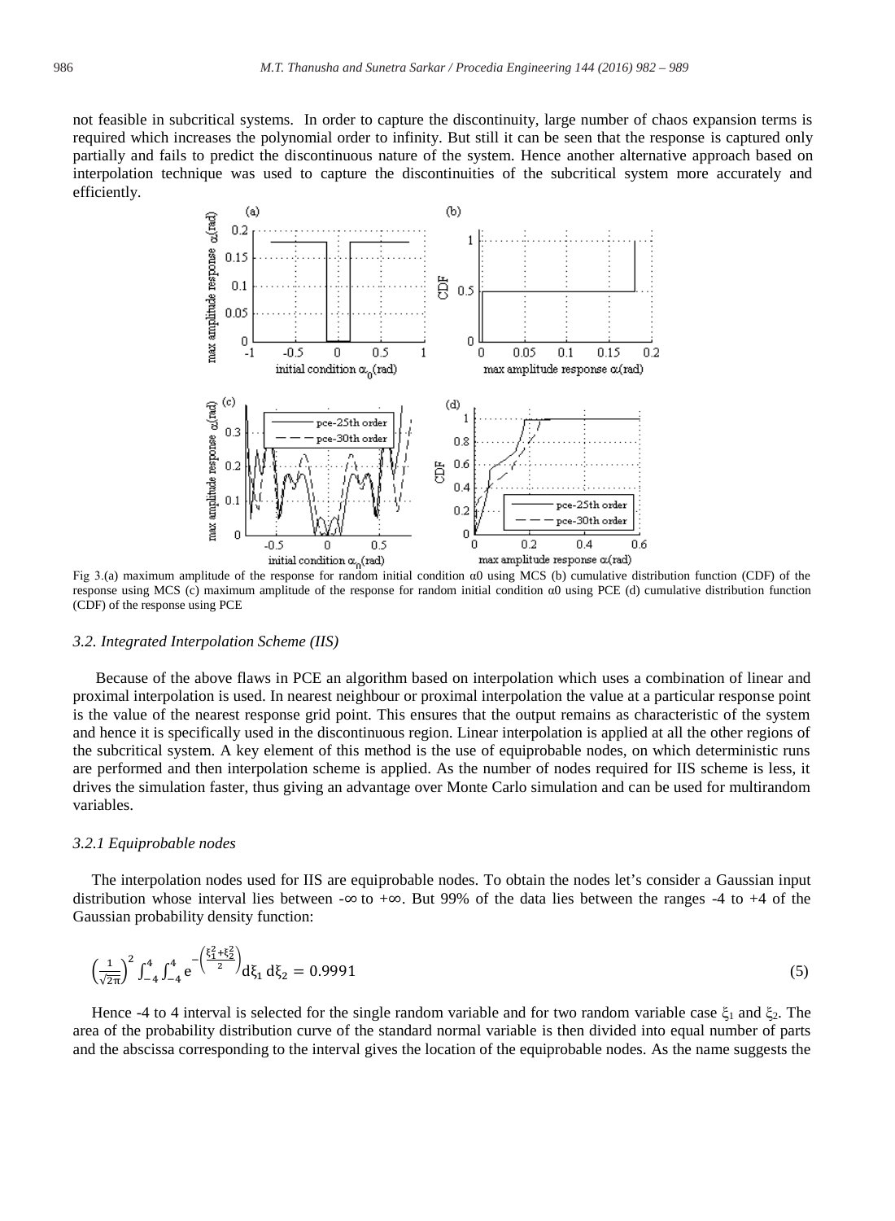not feasible in subcritical systems. In order to capture the discontinuity, large number of chaos expansion terms is required which increases the polynomial order to infinity. But still it can be seen that the response is captured only partially and fails to predict the discontinuous nature of the system. Hence another alternative approach based on interpolation technique was used to capture the discontinuities of the subcritical system more accurately and efficiently.

Fig 3.(a) maximum amplitude of the response for random initial condition $\alpha_0$ using MCS (b) cumulative distribution function (CDF) of the response using MCS (c) maximum amplitude of the response for random initial condition $\alpha_0$ using PCE (d) cumulative distribution function (CDF) of the response using PCE

### *3.2. Integrated Interpolation Scheme (IIS)*

Because of the above flaws in PCE an algorithm based on interpolation which uses a combination of linear and proximal interpolation is used. In nearest neighbour or proximal interpolation the value at a particular response point is the value of the nearest response grid point. This ensures that the output remains as characteristic of the system and hence it is specifically used in the discontinuous region. Linear interpolation is applied at all the other regions of the subcritical system. A key element of this method is the use of equiprobable nodes, on which deterministic runs are performed and then interpolation scheme is applied. As the number of nodes required for IIS scheme is less, it drives the simulation faster, thus giving an advantage over Monte Carlo simulation and can be used for multirandom variables.

#### *3.2.1 Equiprobable nodes*

The interpolation nodes used for IIS are equiprobable nodes. To obtain the nodes let's consider a Gaussian input distribution whose interval lies between $-\infty$ to $+\infty$. But 99% of the data lies between the ranges -4 to +4 of the Gaussian probability density function:

$$\left(\frac{1}{\sqrt{2\pi}}\right)^2 \int_{-4}^{4}\int_{-4}^{4} e^{-\left(\frac{\xi_1^2+\xi_2^2}{2}\right)} d\xi_1\, d\xi_2 = 0.9991 \tag{5}$$

Hence -4 to 4 interval is selected for the single random variable and for two random variable case $\xi_1$ and $\xi_2$. The area of the probability distribution curve of the standard normal variable is then divided into equal number of parts and the abscissa corresponding to the interval gives the location of the equiprobable nodes. As the name suggests the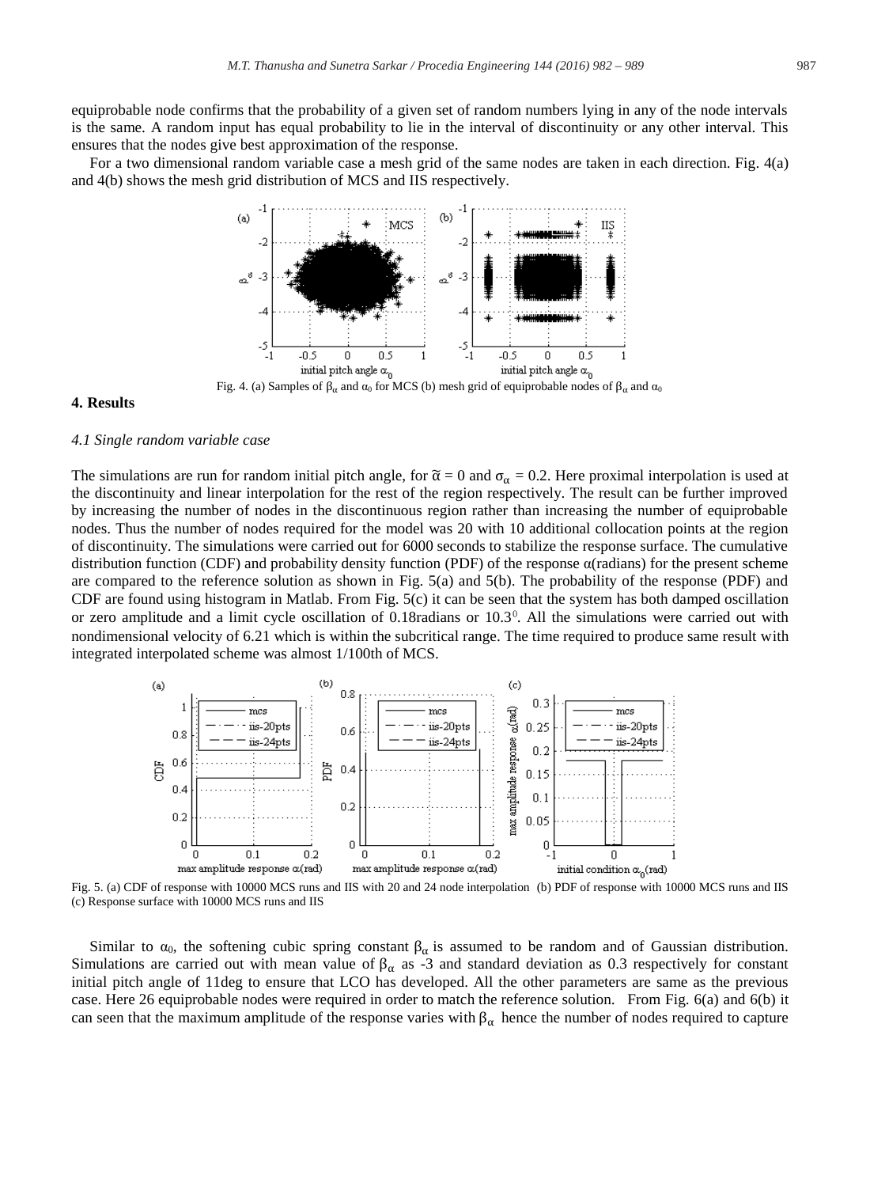equiprobable node confirms that the probability of a given set of random numbers lying in any of the node intervals is the same. A random input has equal probability to lie in the interval of discontinuity or any other interval. This ensures that the nodes give best approximation of the response.

For a two dimensional random variable case a mesh grid of the same nodes are taken in each direction. Fig. 4(a) and 4(b) shows the mesh grid distribution of MCS and IIS respectively.

Fig. 4. (a) Samples of $\beta_\alpha$ and $\alpha_0$ for MCS (b) mesh grid of equiprobable nodes of $\beta_\alpha$ and $\alpha_0$

## 4. Results

### *4.1 Single random variable case*

The simulations are run for random initial pitch angle, for $\tilde{\alpha} = 0$ and $\sigma_\alpha = 0.2$. Here proximal interpolation is used at the discontinuity and linear interpolation for the rest of the region respectively. The result can be further improved by increasing the number of nodes in the discontinuous region rather than increasing the number of equiprobable nodes. Thus the number of nodes required for the model was 20 with 10 additional collocation points at the region of discontinuity. The simulations were carried out for 6000 seconds to stabilize the response surface. The cumulative distribution function (CDF) and probability density function (PDF) of the response α(radians) for the present scheme are compared to the reference solution as shown in Fig. 5(a) and 5(b). The probability of the response (PDF) and CDF are found using histogram in Matlab. From Fig. 5(c) it can be seen that the system has both damped oscillation or zero amplitude and a limit cycle oscillation of 0.18radians or $10.3^0$. All the simulations were carried out with nondimensional velocity of 6.21 which is within the subcritical range. The time required to produce same result with integrated interpolated scheme was almost 1/100th of MCS.

Fig. 5. (a) CDF of response with 10000 MCS runs and IIS with 20 and 24 node interpolation (b) PDF of response with 10000 MCS runs and IIS (c) Response surface with 10000 MCS runs and IIS

Similar to $\alpha_0$, the softening cubic spring constant $\beta_\alpha$ is assumed to be random and of Gaussian distribution. Simulations are carried out with mean value of $\beta_\alpha$ as -3 and standard deviation as 0.3 respectively for constant initial pitch angle of 11deg to ensure that LCO has developed. All the other parameters are same as the previous case. Here 26 equiprobable nodes were required in order to match the reference solution. From Fig. 6(a) and 6(b) it can seen that the maximum amplitude of the response varies with $\beta_\alpha$ hence the number of nodes required to capture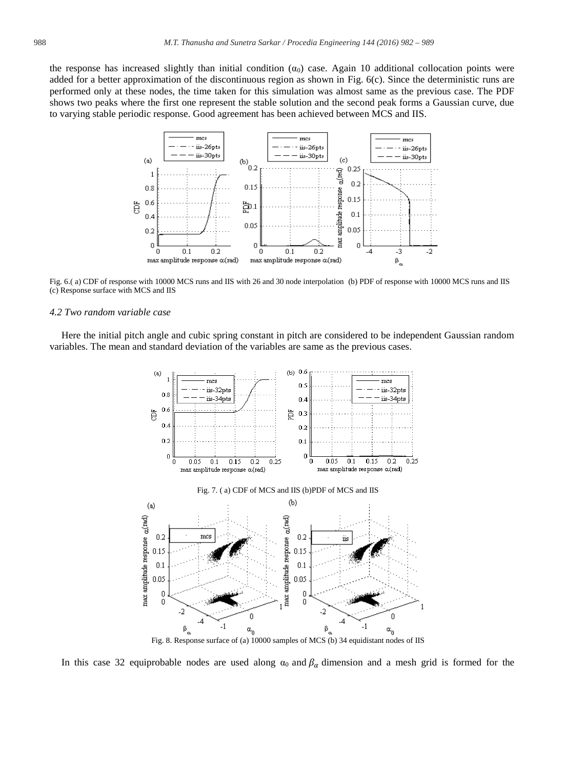the response has increased slightly than initial condition ($\alpha_0$) case. Again 10 additional collocation points were added for a better approximation of the discontinuous region as shown in Fig. 6(c). Since the deterministic runs are performed only at these nodes, the time taken for this simulation was almost same as the previous case. The PDF shows two peaks where the first one represent the stable solution and the second peak forms a Gaussian curve, due to varying stable periodic response. Good agreement has been achieved between MCS and IIS.

Fig. 6.( a) CDF of response with 10000 MCS runs and IIS with 26 and 30 node interpolation (b) PDF of response with 10000 MCS runs and IIS (c) Response surface with MCS and IIS

### 4.2 Two random variable case

Here the initial pitch angle and cubic spring constant in pitch are considered to be independent Gaussian random variables. The mean and standard deviation of the variables are same as the previous cases.

Fig. 7. ( a) CDF of MCS and IIS (b)PDF of MCS and IIS

Fig. 8. Response surface of (a) 10000 samples of MCS (b) 34 equidistant nodes of IIS

In this case 32 equiprobable nodes are used along $\alpha_0$ and $\beta_\alpha$ dimension and a mesh grid is formed for the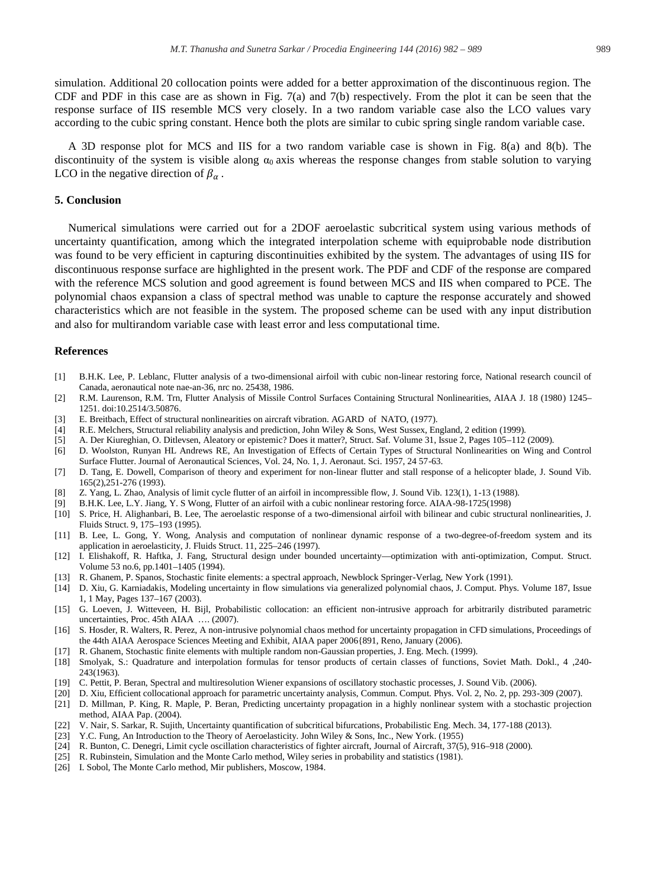simulation. Additional 20 collocation points were added for a better approximation of the discontinuous region. The CDF and PDF in this case are as shown in Fig. 7(a) and 7(b) respectively. From the plot it can be seen that the response surface of IIS resemble MCS very closely. In a two random variable case also the LCO values vary according to the cubic spring constant. Hence both the plots are similar to cubic spring single random variable case.

A 3D response plot for MCS and IIS for a two random variable case is shown in Fig. 8(a) and 8(b). The discontinuity of the system is visible along $\alpha_0$ axis whereas the response changes from stable solution to varying LCO in the negative direction of $\beta_\alpha$ .

## 5. Conclusion

Numerical simulations were carried out for a 2DOF aeroelastic subcritical system using various methods of uncertainty quantification, among which the integrated interpolation scheme with equiprobable node distribution was found to be very efficient in capturing discontinuities exhibited by the system. The advantages of using IIS for discontinuous response surface are highlighted in the present work. The PDF and CDF of the response are compared with the reference MCS solution and good agreement is found between MCS and IIS when compared to PCE. The polynomial chaos expansion a class of spectral method was unable to capture the response accurately and showed characteristics which are not feasible in the system. The proposed scheme can be used with any input distribution and also for multirandom variable case with least error and less computational time.

## References

- [1] B.H.K. Lee, P. Leblanc, Flutter analysis of a two-dimensional airfoil with cubic non-linear restoring force, National research council of Canada, aeronautical note nae-an-36, nrc no. 25438, 1986.
- [2] R.M. Laurenson, R.M. Trn, Flutter Analysis of Missile Control Surfaces Containing Structural Nonlinearities, AIAA J. 18 (1980) 1245–1251. doi:10.2514/3.50876.
- [3] E. Breitbach, Effect of structural nonlinearities on aircraft vibration. AGARD of NATO, (1977).
- [4] R.E. Melchers, Structural reliability analysis and prediction, John Wiley & Sons, West Sussex, England, 2 edition (1999).
- [5] A. Der Kiureghian, O. Ditlevsen, Aleatory or epistemic? Does it matter?, Struct. Saf. Volume 31, Issue 2, Pages 105–112 (2009).
- [6] D. Woolston, Runyan HL Andrews RE, An Investigation of Effects of Certain Types of Structural Nonlinearities on Wing and Control Surface Flutter. Journal of Aeronautical Sciences, Vol. 24, No. 1, J. Aeronaut. Sci. 1957, 24 57-63.
- [7] D. Tang, E. Dowell, Comparison of theory and experiment for non-linear flutter and stall response of a helicopter blade, J. Sound Vib. 165(2),251-276 (1993).
- [8] Z. Yang, L. Zhao, Analysis of limit cycle flutter of an airfoil in incompressible flow, J. Sound Vib. 123(1), 1-13 (1988).
- [9] B.H.K. Lee, L.Y. Jiang, Y. S Wong, Flutter of an airfoil with a cubic nonlinear restoring force. AIAA-98-1725(1998)
- [10] S. Price, H. Alighanbari, B. Lee, The aeroelastic response of a two-dimensional airfoil with bilinear and cubic structural nonlinearities, J. Fluids Struct. 9, 175–193 (1995).
- [11] B. Lee, L. Gong, Y. Wong, Analysis and computation of nonlinear dynamic response of a two-degree-of-freedom system and its application in aeroelasticity, J. Fluids Struct. 11, 225–246 (1997).
- [12] I. Elishakoff, R. Haftka, J. Fang, Structural design under bounded uncertainty—optimization with anti-optimization, Comput. Struct. Volume 53 no.6, pp.1401–1405 (1994).
- [13] R. Ghanem, P. Spanos, Stochastic finite elements: a spectral approach, Newblock Springer-Verlag, New York (1991).
- [14] D. Xiu, G. Karniadakis, Modeling uncertainty in flow simulations via generalized polynomial chaos, J. Comput. Phys. Volume 187, Issue 1, 1 May, Pages 137–167 (2003).
- [15] G. Loeven, J. Witteveen, H. Bijl, Probabilistic collocation: an efficient non-intrusive approach for arbitrarily distributed parametric uncertainties, Proc. 45th AIAA …. (2007).
- [16] S. Hosder, R. Walters, R. Perez, A non-intrusive polynomial chaos method for uncertainty propagation in CFD simulations, Proceedings of the 44th AIAA Aerospace Sciences Meeting and Exhibit, AIAA paper 2006{891, Reno, January (2006).
- [17] R. Ghanem, Stochastic finite elements with multiple random non-Gaussian properties, J. Eng. Mech. (1999).
- [18] Smolyak, S.: Quadrature and interpolation formulas for tensor products of certain classes of functions, Soviet Math. Dokl., 4 ,240-243(1963).
- [19] C. Pettit, P. Beran, Spectral and multiresolution Wiener expansions of oscillatory stochastic processes, J. Sound Vib. (2006).
- [20] D. Xiu, Efficient collocational approach for parametric uncertainty analysis, Commun. Comput. Phys. Vol. 2, No. 2, pp. 293-309 (2007).
- [21] D. Millman, P. King, R. Maple, P. Beran, Predicting uncertainty propagation in a highly nonlinear system with a stochastic projection method, AIAA Pap. (2004).
- [22] V. Nair, S. Sarkar, R. Sujith, Uncertainty quantification of subcritical bifurcations, Probabilistic Eng. Mech. 34, 177-188 (2013).
- [23] Y.C. Fung, An Introduction to the Theory of Aeroelasticity. John Wiley & Sons, Inc., New York. (1955)
- [24] R. Bunton, C. Denegri, Limit cycle oscillation characteristics of fighter aircraft, Journal of Aircraft, 37(5), 916–918 (2000).
- [25] R. Rubinstein, Simulation and the Monte Carlo method, Wiley series in probability and statistics (1981).
- [26] I. Sobol, The Monte Carlo method, Mir publishers, Moscow, 1984.